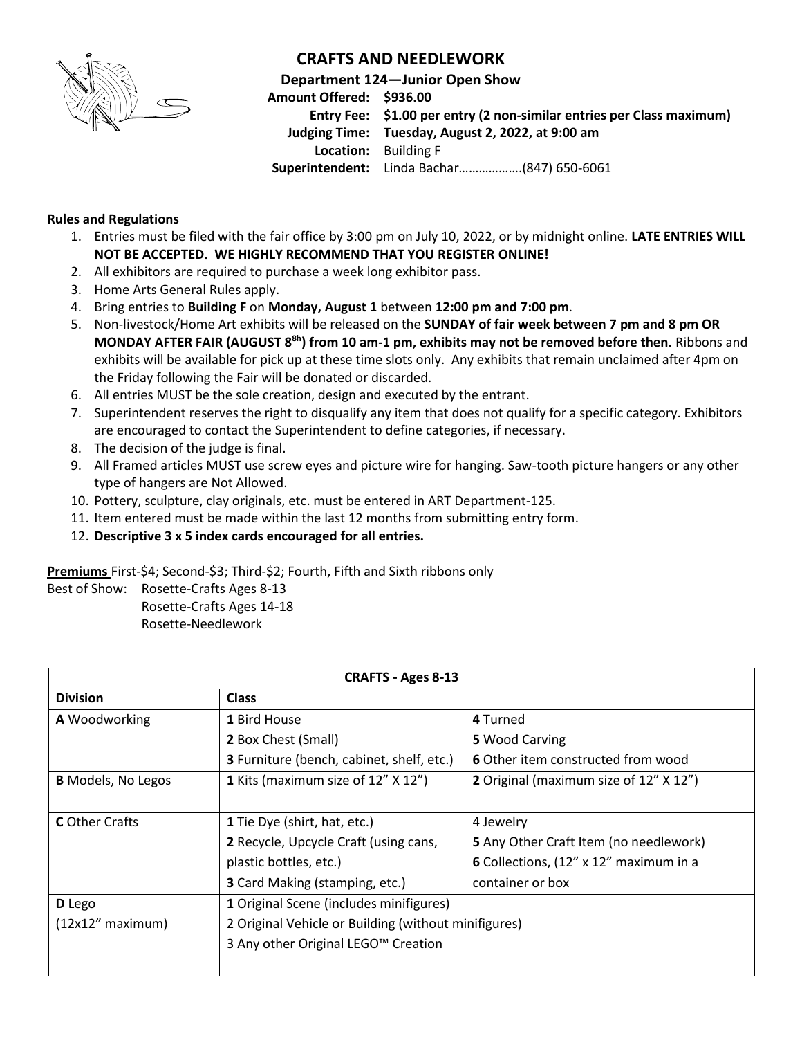# CRAFTS AND NEEDLEWORK

**Department 124—Junior Open Show**

**Amount Offered:** **$936.00**
**Entry Fee:** **$1.00 per entry (2 non-similar entries per Class maximum)**
**Judging Time:** **Tuesday, August 2, 2022, at 9:00 am**
**Location:** Building F
**Superintendent:** Linda Bachar……………….(847) 650-6061

**Rules and Regulations**

1. Entries must be filed with the fair office by 3:00 pm on July 10, 2022, or by midnight online. **LATE ENTRIES WILL NOT BE ACCEPTED. WE HIGHLY RECOMMEND THAT YOU REGISTER ONLINE!**
2. All exhibitors are required to purchase a week long exhibitor pass.
3. Home Arts General Rules apply.
4. Bring entries to **Building F** on **Monday, August 1** between **12:00 pm and 7:00 pm**.
5. Non-livestock/Home Art exhibits will be released on the **SUNDAY of fair week between 7 pm and 8 pm OR MONDAY AFTER FAIR (AUGUST 8[8h]) from 10 am-1 pm, exhibits may not be removed before then.** Ribbons and exhibits will be available for pick up at these time slots only. Any exhibits that remain unclaimed after 4pm on the Friday following the Fair will be donated or discarded.
6. All entries MUST be the sole creation, design and executed by the entrant.
7. Superintendent reserves the right to disqualify any item that does not qualify for a specific category. Exhibitors are encouraged to contact the Superintendent to define categories, if necessary.
8. The decision of the judge is final.
9. All Framed articles MUST use screw eyes and picture wire for hanging. Saw-tooth picture hangers or any other type of hangers are Not Allowed.
10. Pottery, sculpture, clay originals, etc. must be entered in ART Department-125.
11. Item entered must be made within the last 12 months from submitting entry form.
12. **Descriptive 3 x 5 index cards encouraged for all entries.**

**Premiums** First-$4; Second-$3; Third-$2; Fourth, Fifth and Sixth ribbons only

Best of Show: Rosette-Crafts Ages 8-13
Rosette-Crafts Ages 14-18
Rosette-Needlework

| CRAFTS - Ages 8-13 | | |
|---|---|---|
| **Division** | **Class** | |
| **A** Woodworking | **1** Bird House | **4** Turned |
| | **2** Box Chest (Small) | **5** Wood Carving |
| | **3** Furniture (bench, cabinet, shelf, etc.) | **6** Other item constructed from wood |
| **B** Models, No Legos | **1** Kits (maximum size of 12" X 12") | **2** Original (maximum size of 12" X 12") |
| **C** Other Crafts | **1** Tie Dye (shirt, hat, etc.) | 4 Jewelry |
| | **2** Recycle, Upcycle Craft (using cans, plastic bottles, etc.) | **5** Any Other Craft Item (no needlework) |
| | **3** Card Making (stamping, etc.) | **6** Collections, (12" x 12" maximum in a container or box |
| **D** Lego (12x12" maximum) | **1** Original Scene (includes minifigures) | |
| | 2 Original Vehicle or Building (without minifigures) | |
| | 3 Any other Original LEGO™ Creation | |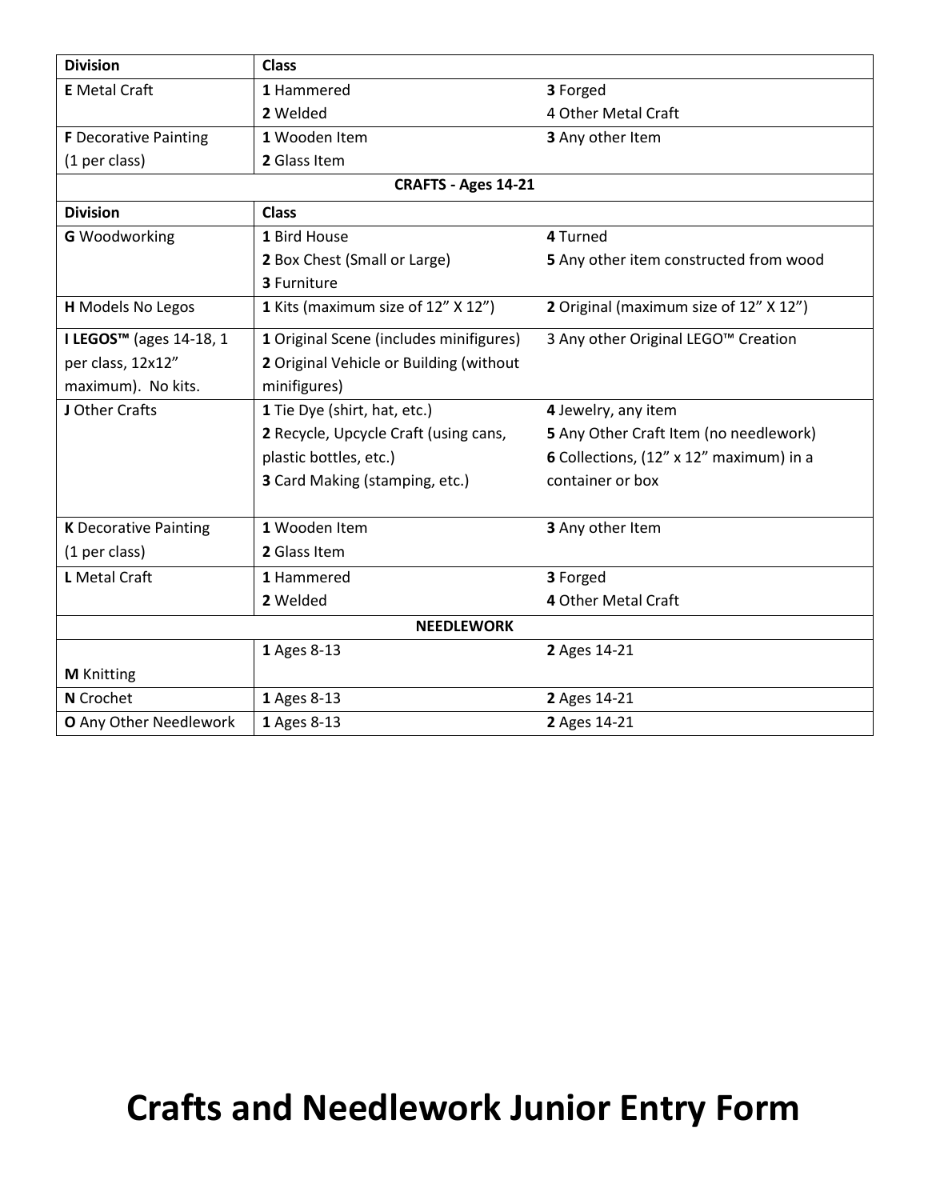| Division | Class | |
|---|---|---|
| **E** Metal Craft | **1** Hammered<br>**2** Welded | **3** Forged<br>4 Other Metal Craft |
| **F** Decorative Painting (1 per class) | **1** Wooden Item<br>**2** Glass Item | **3** Any other Item |
| | **CRAFTS - Ages 14-21** | |
| **Division** | **Class** | |
| **G** Woodworking | **1** Bird House<br>**2** Box Chest (Small or Large)<br>**3** Furniture | **4** Turned<br>**5** Any other item constructed from wood |
| **H** Models No Legos | **1** Kits (maximum size of 12" X 12") | **2** Original (maximum size of 12" X 12") |
| **I LEGOS™** (ages 14-18, 1 per class, 12x12" maximum). No kits. | **1** Original Scene (includes minifigures)<br>**2** Original Vehicle or Building (without minifigures) | 3 Any other Original LEGO™ Creation |
| **J** Other Crafts | **1** Tie Dye (shirt, hat, etc.)<br>**2** Recycle, Upcycle Craft (using cans, plastic bottles, etc.)<br>**3** Card Making (stamping, etc.) | **4** Jewelry, any item<br>**5** Any Other Craft Item (no needlework)<br>**6** Collections, (12" x 12" maximum) in a container or box |
| **K** Decorative Painting (1 per class) | **1** Wooden Item<br>**2** Glass Item | **3** Any other Item |
| **L** Metal Craft | **1** Hammered<br>**2** Welded | **3** Forged<br>**4** Other Metal Craft |
| | **NEEDLEWORK** | |
| **M** Knitting | **1** Ages 8-13 | **2** Ages 14-21 |
| **N** Crochet | **1** Ages 8-13 | **2** Ages 14-21 |
| **O** Any Other Needlework | **1** Ages 8-13 | **2** Ages 14-21 |

# Crafts and Needlework Junior Entry Form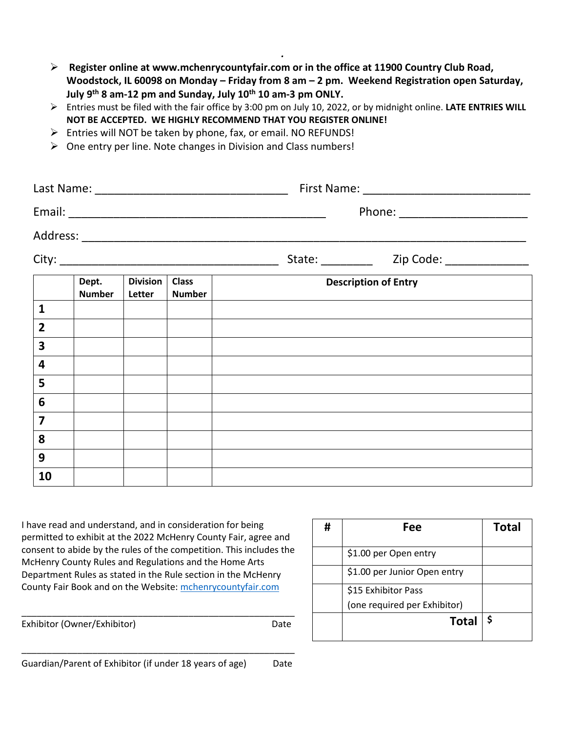- **Register online at www.mchenrycountyfair.com or in the office at 11900 Country Club Road, Woodstock, IL 60098 on Monday – Friday from 8 am – 2 pm. Weekend Registration open Saturday, July 9th 8 am-12 pm and Sunday, July 10th 10 am-3 pm ONLY.**
- Entries must be filed with the fair office by 3:00 pm on July 10, 2022, or by midnight online. **LATE ENTRIES WILL NOT BE ACCEPTED. WE HIGHLY RECOMMEND THAT YOU REGISTER ONLINE!**
- Entries will NOT be taken by phone, fax, or email. NO REFUNDS!
- One entry per line. Note changes in Division and Class numbers!

Last Name: ______________________________ First Name: __________________________

Email: ________________________________________ Phone: ____________________

Address: ____________________________________________________________________

City: __________________________________ State: ________ Zip Code: _____________

| | Dept. Number | Division Letter | Class Number | Description of Entry |
|---|---|---|---|---|
| **1** | | | | |
| **2** | | | | |
| **3** | | | | |
| **4** | | | | |
| **5** | | | | |
| **6** | | | | |
| **7** | | | | |
| **8** | | | | |
| **9** | | | | |
| **10** | | | | |

I have read and understand, and in consideration for being permitted to exhibit at the 2022 McHenry County Fair, agree and consent to abide by the rules of the competition. This includes the McHenry County Rules and Regulations and the Home Arts Department Rules as stated in the Rule section in the McHenry County Fair Book and on the Website: mchenrycountyfair.com

_____________________________________________________

Exhibitor (Owner/Exhibitor) Date

_____________________________________________________

Guardian/Parent of Exhibitor (if under 18 years of age) Date

| # | Fee | Total |
|---|---|---|
| | $1.00 per Open entry | |
| | $1.00 per Junior Open entry | |
| | $15 Exhibitor Pass (one required per Exhibitor) | |
| | **Total** | $ |